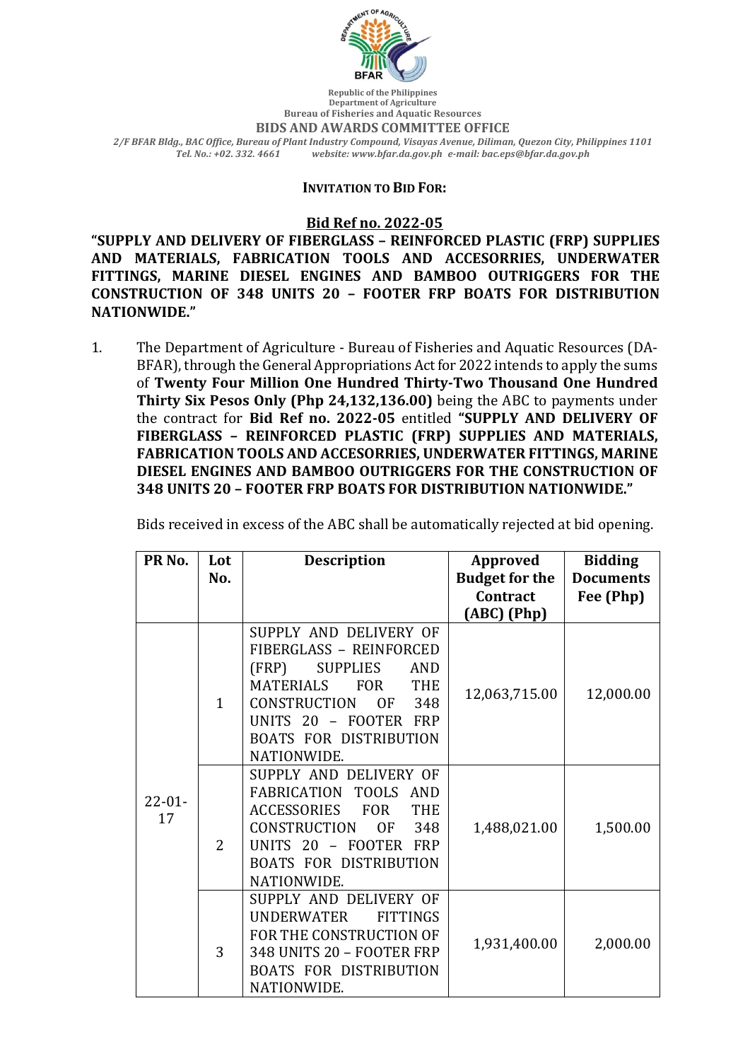Republic of the Philippines
Department of Agriculture
Bureau of Fisheries and Aquatic Resources
**BIDS AND AWARDS COMMITTEE OFFICE**
*2/F BFAR Bldg., BAC Office, Bureau of Plant Industry Compound, Visayas Avenue, Diliman, Quezon City, Philippines 1101*
*Tel. No.: +02. 332. 4661 website: www.bfar.da.gov.ph e-mail: bac.eps@bfar.da.gov.ph*

**INVITATION TO BID FOR:**

**Bid Ref no. 2022-05**

**"SUPPLY AND DELIVERY OF FIBERGLASS – REINFORCED PLASTIC (FRP) SUPPLIES AND MATERIALS, FABRICATION TOOLS AND ACCESORRIES, UNDERWATER FITTINGS, MARINE DIESEL ENGINES AND BAMBOO OUTRIGGERS FOR THE CONSTRUCTION OF 348 UNITS 20 – FOOTER FRP BOATS FOR DISTRIBUTION NATIONWIDE."**

1. The Department of Agriculture - Bureau of Fisheries and Aquatic Resources (DA-BFAR), through the General Appropriations Act for 2022 intends to apply the sums of **Twenty Four Million One Hundred Thirty-Two Thousand One Hundred Thirty Six Pesos Only (Php 24,132,136.00)** being the ABC to payments under the contract for **Bid Ref no. 2022-05** entitled **"SUPPLY AND DELIVERY OF FIBERGLASS – REINFORCED PLASTIC (FRP) SUPPLIES AND MATERIALS, FABRICATION TOOLS AND ACCESORRIES, UNDERWATER FITTINGS, MARINE DIESEL ENGINES AND BAMBOO OUTRIGGERS FOR THE CONSTRUCTION OF 348 UNITS 20 – FOOTER FRP BOATS FOR DISTRIBUTION NATIONWIDE."**

   Bids received in excess of the ABC shall be automatically rejected at bid opening.

| PR No. | Lot No. | Description | Approved Budget for the Contract (ABC) (Php) | Bidding Documents Fee (Php) |
|---|---|---|---|---|
| 22-01-17 | 1 | SUPPLY AND DELIVERY OF FIBERGLASS – REINFORCED (FRP) SUPPLIES AND MATERIALS FOR THE CONSTRUCTION OF 348 UNITS 20 – FOOTER FRP BOATS FOR DISTRIBUTION NATIONWIDE. | 12,063,715.00 | 12,000.00 |
| | 2 | SUPPLY AND DELIVERY OF FABRICATION TOOLS AND ACCESSORIES FOR THE CONSTRUCTION OF 348 UNITS 20 – FOOTER FRP BOATS FOR DISTRIBUTION NATIONWIDE. | 1,488,021.00 | 1,500.00 |
| | 3 | SUPPLY AND DELIVERY OF UNDERWATER FITTINGS FOR THE CONSTRUCTION OF 348 UNITS 20 – FOOTER FRP BOATS FOR DISTRIBUTION NATIONWIDE. | 1,931,400.00 | 2,000.00 |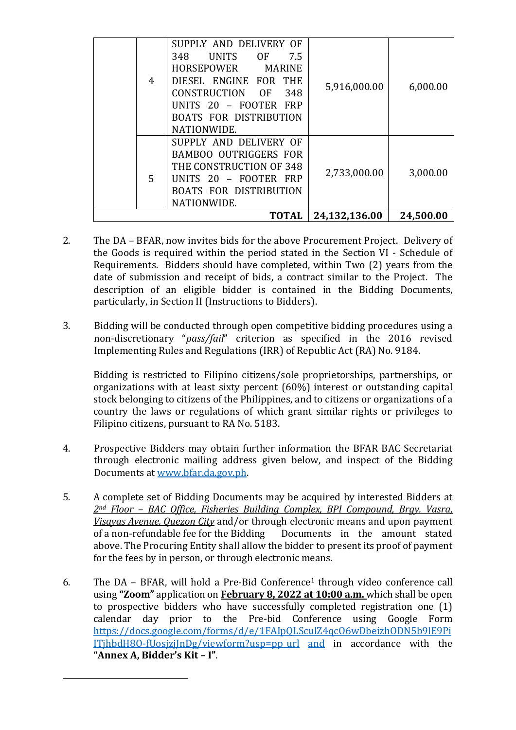| | | | | |
|---|---|---|---|---|
| | 4 | SUPPLY AND DELIVERY OF 348 UNITS OF 7.5 HORSEPOWER MARINE DIESEL ENGINE FOR THE CONSTRUCTION OF 348 UNITS 20 – FOOTER FRP BOATS FOR DISTRIBUTION NATIONWIDE. | 5,916,000.00 | 6,000.00 |
| | 5 | SUPPLY AND DELIVERY OF BAMBOO OUTRIGGERS FOR THE CONSTRUCTION OF 348 UNITS 20 – FOOTER FRP BOATS FOR DISTRIBUTION NATIONWIDE. | 2,733,000.00 | 3,000.00 |
| | | **TOTAL** | **24,132,136.00** | **24,500.00** |

2. The DA – BFAR, now invites bids for the above Procurement Project. Delivery of the Goods is required within the period stated in the Section VI - Schedule of Requirements. Bidders should have completed, within Two (2) years from the date of submission and receipt of bids, a contract similar to the Project. The description of an eligible bidder is contained in the Bidding Documents, particularly, in Section II (Instructions to Bidders).

3. Bidding will be conducted through open competitive bidding procedures using a non-discretionary "*pass/fail*" criterion as specified in the 2016 revised Implementing Rules and Regulations (IRR) of Republic Act (RA) No. 9184.

   Bidding is restricted to Filipino citizens/sole proprietorships, partnerships, or organizations with at least sixty percent (60%) interest or outstanding capital stock belonging to citizens of the Philippines, and to citizens or organizations of a country the laws or regulations of which grant similar rights or privileges to Filipino citizens, pursuant to RA No. 5183.

4. Prospective Bidders may obtain further information the BFAR BAC Secretariat through electronic mailing address given below, and inspect of the Bidding Documents at www.bfar.da.gov.ph.

5. A complete set of Bidding Documents may be acquired by interested Bidders at *2nd Floor – BAC Office, Fisheries Building Complex, BPI Compound, Brgy. Vasra, Visayas Avenue, Quezon City* and/or through electronic means and upon payment of a non-refundable fee for the Bidding Documents in the amount stated above. The Procuring Entity shall allow the bidder to present its proof of payment for the fees by in person, or through electronic means.

6. The DA – BFAR, will hold a Pre-Bid Conference[1] through video conference call using **"Zoom"** application on **February 8, 2022 at 10:00 a.m.** which shall be open to prospective bidders who have successfully completed registration one (1) calendar day prior to the Pre-bid Conference using Google Form https://docs.google.com/forms/d/e/1FAIpQLSculZ4qcO6wDbeizhODN5b9lE9PiITjhbdH8O-fUosjzjJnDg/viewform?usp=pp_url and in accordance with the **"Annex A, Bidder's Kit – I"**.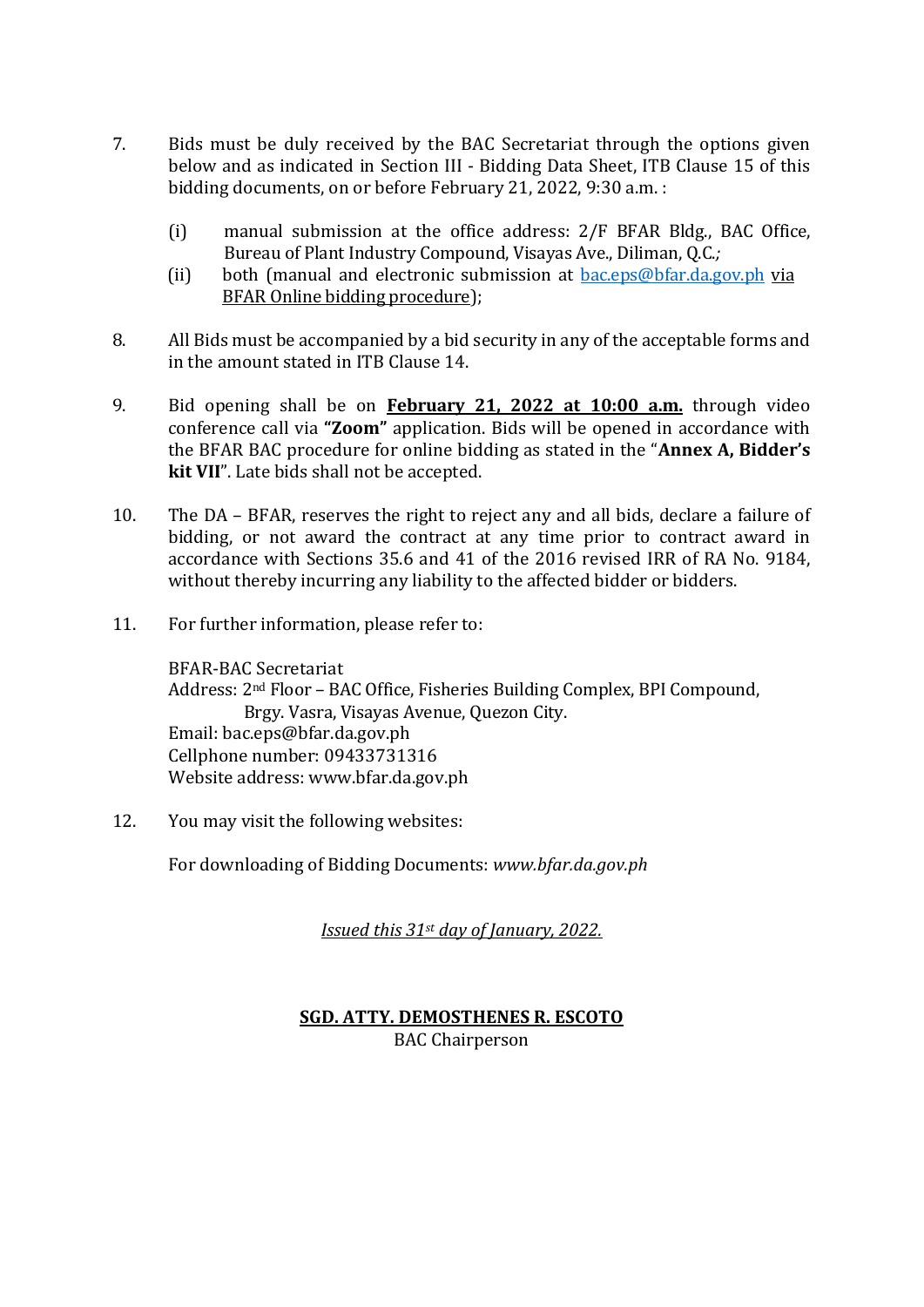7. Bids must be duly received by the BAC Secretariat through the options given below and as indicated in Section III - Bidding Data Sheet, ITB Clause 15 of this bidding documents, on or before February 21, 2022, 9:30 a.m. :

   (i) manual submission at the office address: 2/F BFAR Bldg., BAC Office, Bureau of Plant Industry Compound, Visayas Ave., Diliman, Q.C.*;*
   
   (ii) both (manual and electronic submission at bac.eps@bfar.da.gov.ph via BFAR Online bidding procedure);

8. All Bids must be accompanied by a bid security in any of the acceptable forms and in the amount stated in ITB Clause 14.

9. Bid opening shall be on **February 21, 2022 at 10:00 a.m.** through video conference call via **"Zoom"** application. Bids will be opened in accordance with the BFAR BAC procedure for online bidding as stated in the "**Annex A, Bidder's kit VII**". Late bids shall not be accepted.

10. The DA – BFAR, reserves the right to reject any and all bids, declare a failure of bidding, or not award the contract at any time prior to contract award in accordance with Sections 35.6 and 41 of the 2016 revised IRR of RA No. 9184, without thereby incurring any liability to the affected bidder or bidders.

11. For further information, please refer to:

    BFAR-BAC Secretariat
    Address: 2nd Floor – BAC Office, Fisheries Building Complex, BPI Compound,
    Brgy. Vasra, Visayas Avenue, Quezon City.
    Email: bac.eps@bfar.da.gov.ph
    Cellphone number: 09433731316
    Website address: www.bfar.da.gov.ph

12. You may visit the following websites:

    For downloading of Bidding Documents: *www.bfar.da.gov.ph*

*Issued this 31st day of January, 2022.*

**SGD. ATTY. DEMOSTHENES R. ESCOTO**
BAC Chairperson